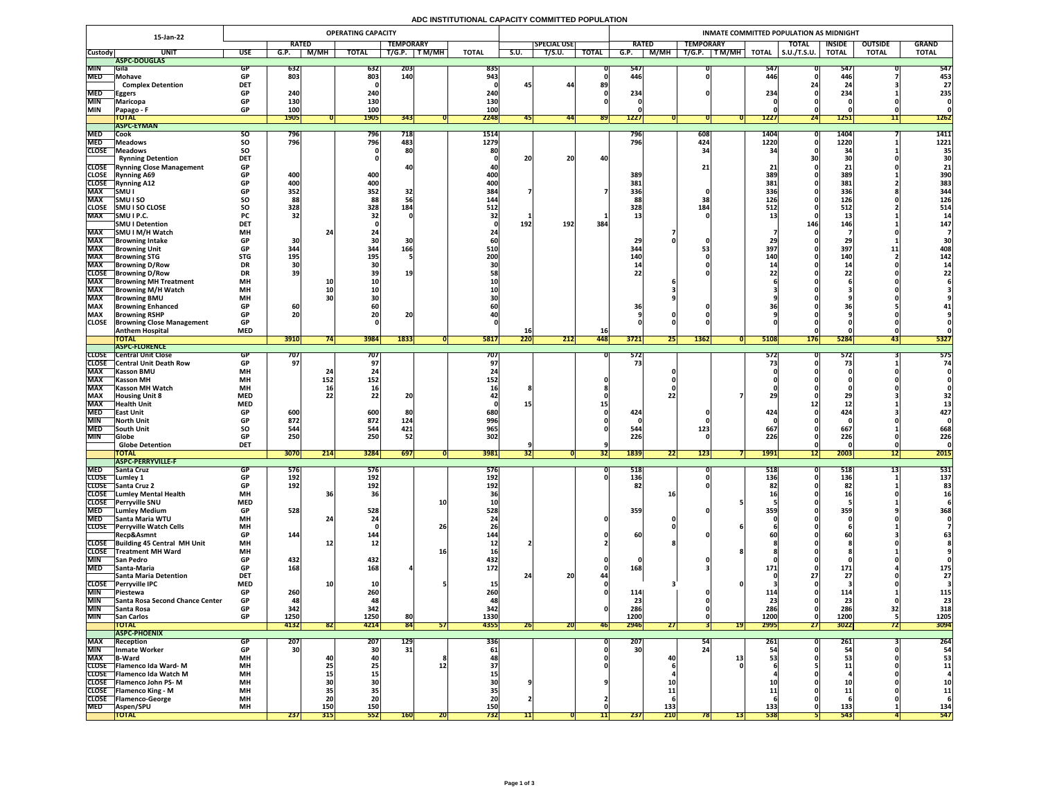# ADC INSTITUTIONAL CAPACITY COMMITTED POPULATION

| 15-Jan-22 | | | OPERATING CAPACITY | | | | | | | | | INMATE COMMITTED POPULATION AS MIDNIGHT | | | | | | | | |
|---|---|---|---|---|---|---|---|---|---|---|---|---|---|---|---|---|---|---|---|---|
| | | | RATED | | | TEMPORARY | | | | SPECIAL USE | | RATED | | TEMPORARY | | | TOTAL | INSIDE | OUTSIDE | GRAND |
| Custody | UNIT | USE | G.P. | M/MH | TOTAL | T/G.P. | T M/MH | TOTAL | S.U. | T/S.U. | TOTAL | G.P. | M/MH | T/G.P. | T M/MH | TOTAL | S.U./T.S.U. | TOTAL | TOTAL | TOTAL |
| | **ASPC-DOUGLAS** | | | | | | | | | | | | | | | | | | | |
| MIN | Gila | GP | 632 | | 632 | 203 | | 835 | | | 0 | 547 | | 0 | | 547 | 0 | 547 | 0 | 547 |
| MED | Mohave | GP | 803 | | 803 | 140 | | 943 | | | 0 | 446 | | 0 | | 446 | 0 | 446 | 7 | 453 |
| | Complex Detention | DET | | | 0 | | | 0 | 45 | 44 | 89 | | | | | | 24 | 24 | 3 | 27 |
| MED | Eggers | GP | 240 | | 240 | | | 240 | | | 0 | 234 | | 0 | | 234 | 0 | 234 | 1 | 235 |
| MIN | Maricopa | GP | 130 | | 130 | | | 130 | | | 0 | 0 | | | | 0 | 0 | 0 | 0 | 0 |
| MIN | Papago - F | GP | 100 | | 100 | | | 100 | | | | 0 | | | | 0 | 0 | 0 | 0 | 0 |
| | **TOTAL** | | 1905 | 0 | 1905 | 343 | 0 | 2248 | 45 | 44 | 89 | 1227 | 0 | 0 | 0 | 1227 | 24 | 1251 | 11 | 1262 |
| | **ASPC-EYMAN** | | | | | | | | | | | | | | | | | | | |
| MED | Cook | SO | 796 | | 796 | 718 | | 1514 | | | | 796 | | 608 | | 1404 | 0 | 1404 | 7 | 1411 |
| MED | Meadows | SO | 796 | | 796 | 483 | | 1279 | | | | 796 | | 424 | | 1220 | 0 | 1220 | 1 | 1221 |
| CLOSE | Meadows | SO | | | 0 | 80 | | 80 | | | | | | 34 | | 34 | 0 | 34 | 1 | 35 |
| | Rynning Detention | DET | | | 0 | | | 0 | 20 | 20 | 40 | | | | | | 30 | 30 | 0 | 30 |
| CLOSE | Rynning Close Management | GP | | | | 40 | | 40 | | | | | | 21 | | 21 | 0 | 21 | 0 | 21 |
| CLOSE | Rynning A69 | GP | 400 | | 400 | | | 400 | | | | 389 | | | | 389 | 0 | 389 | 1 | 390 |
| CLOSE | Rynning A12 | GP | 400 | | 400 | | | 400 | | | | 381 | | | | 381 | 0 | 381 | 2 | 383 |
| MAX | SMU I | GP | 352 | | 352 | 32 | | 384 | 7 | | 7 | 336 | | 0 | | 336 | 0 | 336 | 8 | 344 |
| MAX | SMU I SO | SO | 88 | | 88 | 56 | | 144 | | | | 88 | | 38 | | 126 | 0 | 126 | 0 | 126 |
| CLOSE | SMU I SO CLOSE | SO | 328 | | 328 | 184 | | 512 | | | | 328 | | 184 | | 512 | 0 | 512 | 2 | 514 |
| MAX | SMU I P.C. | PC | 32 | | 32 | 0 | | 32 | 1 | | 1 | 13 | | 0 | | 13 | 0 | 13 | 1 | 14 |
| | SMU I Detention | DET | | | 0 | | | 0 | 192 | 192 | 384 | | | | | | 146 | 146 | 1 | 147 |
| MAX | SMU I M/H Watch | MH | | 24 | 24 | | | 24 | | | | | 7 | | | 7 | 0 | 7 | 0 | 7 |
| MAX | Browning Intake | GP | 30 | | 30 | 30 | | 60 | | | | 29 | 0 | 0 | | 29 | 0 | 29 | 1 | 30 |
| MAX | Browning Unit | GP | 344 | | 344 | 166 | | 510 | | | | 344 | | 53 | | 397 | 0 | 397 | 11 | 408 |
| MAX | Browning STG | STG | 195 | | 195 | 5 | | 200 | | | | 140 | | 0 | | 140 | 0 | 140 | 2 | 142 |
| MAX | Browning D/Row | DR | 30 | | 30 | | | 30 | | | | 14 | | 0 | | 14 | 0 | 14 | 0 | 14 |
| CLOSE | Browning D/Row | DR | 39 | | 39 | 19 | | 58 | | | | 22 | | 0 | | 22 | 0 | 22 | 0 | 22 |
| MAX | Browning MH Treatment | MH | | 10 | 10 | | | 10 | | | | | 6 | | | 6 | 0 | 6 | 0 | 6 |
| MAX | Browning M/H Watch | MH | | 10 | 10 | | | 10 | | | | | 3 | | | 3 | 0 | 3 | 0 | 3 |
| MAX | Browning BMU | MH | | 30 | 30 | | | 30 | | | | | 9 | | | 9 | 0 | 9 | 0 | 9 |
| MAX | Browning Enhanced | GP | 60 | | 60 | | | 60 | | | | 36 | | 0 | | 36 | 0 | 36 | 5 | 41 |
| MAX | Browning RSHP | GP | 20 | | 20 | 20 | | 40 | | | | 9 | 0 | 0 | | 9 | 0 | 9 | 0 | 9 |
| CLOSE | Browning Close Management | GP | | | 0 | | | 0 | | | | 0 | 0 | 0 | | 0 | 0 | 0 | 0 | 0 |
| | Anthem Hospital | MED | | | | | | | 16 | | 16 | | | | | | 0 | 0 | 0 | 0 |
| | **TOTAL** | | 3910 | 74 | 3984 | 1833 | 0 | 5817 | 220 | 212 | 448 | 3721 | 25 | 1362 | 0 | 5108 | 176 | 5284 | 43 | 5327 |
| | **ASPC-FLORENCE** | | | | | | | | | | | | | | | | | | | |
| CLOSE | Central Unit Close | GP | 707 | | 707 | | | 707 | | | 0 | 572 | | | | 572 | 0 | 572 | 3 | 575 |
| CLOSE | Central Unit Death Row | GP | 97 | | 97 | | | 97 | | | | 73 | | | | 73 | 0 | 73 | 1 | 74 |
| MAX | Kasson BMU | MH | | 24 | 24 | | | 24 | | | | | 0 | | | 0 | 0 | 0 | 0 | 0 |
| MAX | Kasson MH | MH | | 152 | 152 | | | 152 | | | 0 | | 0 | | | 0 | 0 | 0 | 0 | 0 |
| MAX | Kasson MH Watch | MH | | 16 | 16 | | | 16 | 8 | | 8 | | 0 | | | 0 | 0 | 0 | 0 | 0 |
| MAX | Housing Unit 8 | MED | | 22 | 22 | 20 | | 42 | | | 0 | | 22 | | 7 | 29 | 0 | 29 | 3 | 32 |
| MAX | Health Unit | MED | | | | | | 0 | 15 | | 15 | | | | | | 12 | 12 | 1 | 13 |
| MED | East Unit | GP | 600 | | 600 | 80 | | 680 | | | 0 | 424 | | 0 | | 424 | 0 | 424 | 3 | 427 |
| MIN | North Unit | GP | 872 | | 872 | 124 | | 996 | | | 0 | 0 | | 0 | | 0 | 0 | 0 | 0 | 0 |
| MED | South Unit | SO | 544 | | 544 | 421 | | 965 | | | 0 | 544 | | 123 | | 667 | 0 | 667 | 1 | 668 |
| MIN | Globe | GP | 250 | | 250 | 52 | | 302 | | | | 226 | | 0 | | 226 | 0 | 226 | 0 | 226 |
| | Globe Detention | DET | | | | | | | 9 | | 9 | | | | | | 0 | 0 | 0 | 0 |
| | **TOTAL** | | 3070 | 214 | 3284 | 697 | 0 | 3981 | 32 | 0 | 32 | 1839 | 22 | 123 | 7 | 1991 | 12 | 2003 | 12 | 2015 |
| | **ASPC-PERRYVILLE-F** | | | | | | | | | | | | | | | | | | | |
| MED | Santa Cruz | GP | 576 | | 576 | | | 576 | | | 0 | 518 | | 0 | | 518 | 0 | 518 | 13 | 531 |
| CLOSE | Lumley 1 | GP | 192 | | 192 | | | 192 | | | 0 | 136 | | 0 | | 136 | 0 | 136 | 1 | 137 |
| CLOSE | Santa Cruz 2 | GP | 192 | | 192 | | | 192 | | | | 82 | | 0 | | 82 | 0 | 82 | 1 | 83 |
| CLOSE | Lumley Mental Health | MH | | 36 | 36 | | | 36 | | | | | 16 | | | 16 | 0 | 16 | 0 | 16 |
| CLOSE | Perryville SNU | MED | | | | | 10 | 10 | | | | | | | 5 | 5 | 0 | 5 | 1 | 6 |
| MED | Lumley Medium | GP | 528 | | 528 | | | 528 | | | | 359 | | 0 | | 359 | 0 | 359 | 9 | 368 |
| MED | Santa Maria WTU | MH | | 24 | 24 | | | 24 | | | 0 | | 0 | | | 0 | 0 | 0 | 0 | 0 |
| CLOSE | Perryville Watch Cells | MH | | | 0 | | 26 | 26 | | | | | 0 | | 6 | 6 | 0 | 6 | 1 | 7 |
| | Recp&Asmnt | GP | 144 | | 144 | | | 144 | | | 0 | 60 | | 0 | | 60 | 0 | 60 | 3 | 63 |
| CLOSE | Building 45 Central MH Unit | MH | | 12 | 12 | | | 12 | 2 | | 2 | | 8 | | | 8 | 0 | 8 | 0 | 8 |
| CLOSE | Treatment MH Ward | MH | | | | | 16 | 16 | | | | | | | 8 | 8 | 0 | 8 | 1 | 9 |
| MIN | San Pedro | GP | 432 | | 432 | | | 432 | | | 0 | 0 | | 0 | | 0 | 0 | 0 | 0 | 0 |
| MED | Santa-Maria | GP | 168 | | 168 | 4 | | 172 | | | 0 | 168 | | 3 | | 171 | 0 | 171 | 4 | 175 |
| | Santa Maria Detention | DET | | | | | | | 24 | 20 | 44 | | | | | 0 | 27 | 27 | 0 | 27 |
| CLOSE | Perryville IPC | MED | | 10 | 10 | | 5 | 15 | | | 0 | | 3 | | 0 | 3 | 0 | 3 | 0 | 3 |
| MIN | Piestewa | GP | 260 | | 260 | | | 260 | | | 0 | 114 | | 0 | | 114 | 0 | 114 | 1 | 115 |
| MIN | Santa Rosa Second Chance Center | GP | 48 | | 48 | | | 48 | | | | 23 | | 0 | | 23 | 0 | 23 | 0 | 23 |
| MIN | Santa Rosa | GP | 342 | | 342 | | | 342 | | | 0 | 286 | | 0 | | 286 | 0 | 286 | 32 | 318 |
| MIN | San Carlos | GP | 1250 | | 1250 | 80 | | 1330 | | | | 1200 | | 0 | | 1200 | 0 | 1200 | 5 | 1205 |
| | **TOTAL** | | 4132 | 82 | 4214 | 84 | 57 | 4355 | 26 | 20 | 46 | 2946 | 27 | 3 | 19 | 2995 | 27 | 3022 | 72 | 3094 |
| | **ASPC-PHOENIX** | | | | | | | | | | | | | | | | | | | |
| MAX | Reception | GP | 207 | | 207 | 129 | | 336 | | | 0 | 207 | | 54 | | 261 | 0 | 261 | 3 | 264 |
| MIN | Inmate Worker | GP | 30 | | 30 | 31 | | 61 | | | 0 | 30 | | 24 | | 54 | 0 | 54 | 0 | 54 |
| MAX | B-Ward | MH | | 40 | 40 | | 8 | 48 | | | 0 | | 40 | | 13 | 53 | 0 | 53 | 0 | 53 |
| CLOSE | Flamenco Ida Ward- M | MH | | 25 | 25 | | 12 | 37 | | | 0 | | 6 | | 0 | 6 | 5 | 11 | 0 | 11 |
| CLOSE | Flamenco Ida Watch M | MH | | 15 | 15 | | | 15 | | | | | 4 | | | 4 | 0 | 4 | 0 | 4 |
| CLOSE | Flamenco John PS- M | MH | | 30 | 30 | | | 30 | 9 | | 9 | | 10 | | | 10 | 0 | 10 | 0 | 10 |
| CLOSE | Flamenco King - M | MH | | 35 | 35 | | | 35 | | | | | 11 | | | 11 | 0 | 11 | 0 | 11 |
| CLOSE | Flamenco-George | MH | | 20 | 20 | | | 20 | 2 | | 2 | | 6 | | | 6 | 0 | 6 | 0 | 6 |
| MED | Aspen/SPU | MH | | 150 | 150 | | | 150 | | | 0 | | 133 | | | 133 | 0 | 133 | 1 | 134 |
| | **TOTAL** | | 237 | 315 | 552 | 160 | 20 | 732 | 11 | 0 | 11 | 237 | 210 | 78 | 13 | 538 | 5 | 543 | 4 | 547 |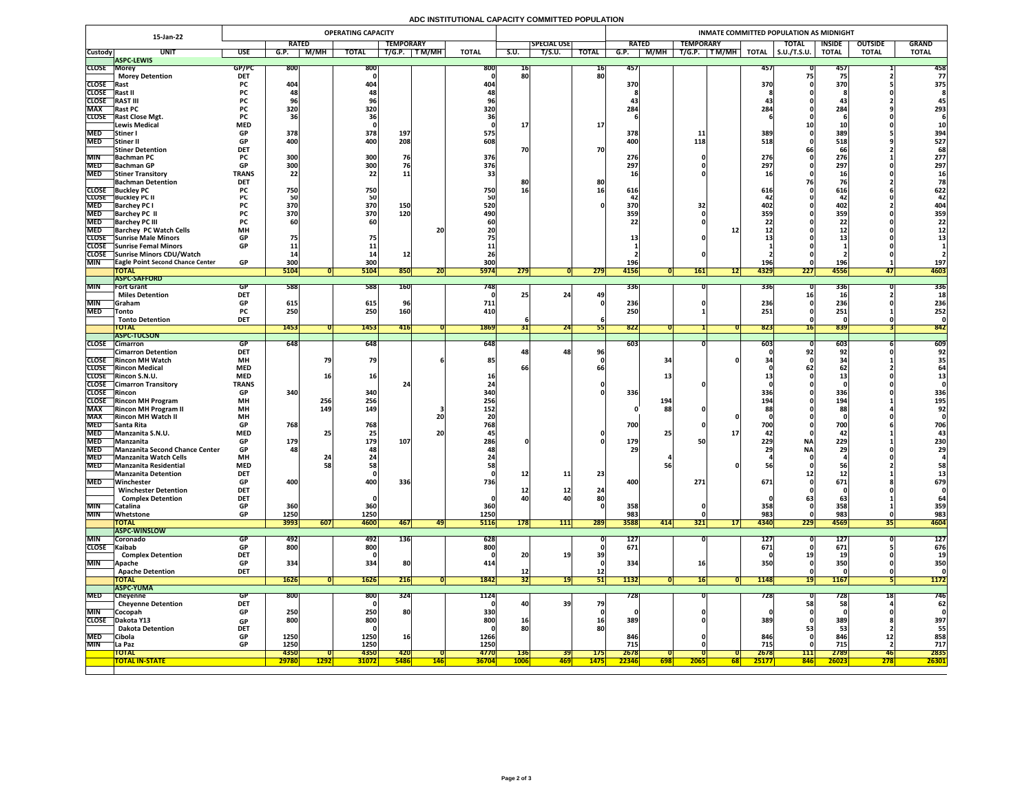# ADC INSTITUTIONAL CAPACITY COMMITTED POPULATION

| 15-Jan-22 | | | OPERATING CAPACITY | | | | | | | | | INMATE COMMITTED POPULATION AS MIDNIGHT | | | | | | | | |
|---|---|---|---|---|---|---|---|---|---|---|---|---|---|---|---|---|---|---|---|---|
| | | | RATED | | | TEMPORARY | | | | SPECIAL USE | | RATED | | TEMPORARY | | | TOTAL | INSIDE | OUTSIDE | GRAND |
| Custody | UNIT | USE | G.P. | M/MH | TOTAL | T/G.P. | T M/MH | TOTAL | S.U. | T/S.U. | TOTAL | G.P. | M/MH | T/G.P. | T M/MH | TOTAL | S.U./T.S.U. | TOTAL | TOTAL | TOTAL |
| | **ASPC-LEWIS** | | | | | | | | | | | | | | | | | | | |
| CLOSE | Morey | GP/PC | 800 | | 800 | | | 800 | 16 | | 16 | 457 | | | | 457 | 0 | 457 | 1 | 458 |
| | Morey Detention | DET | | | 0 | | | 0 | 80 | | 80 | | | | | | 75 | 75 | 2 | 77 |
| CLOSE | Rast | PC | 404 | | 404 | | | 404 | | | | 370 | | | | 370 | 0 | 370 | 5 | 375 |
| CLOSE | Rast II | PC | 48 | | 48 | | | 48 | | | | 8 | | | | 8 | 0 | 8 | 0 | 8 |
| CLOSE | RAST III | PC | 96 | | 96 | | | 96 | | | | 43 | | | | 43 | 0 | 43 | 2 | 45 |
| MAX | Rast PC | PC | 320 | | 320 | | | 320 | | | | 284 | | | | 284 | 0 | 284 | 9 | 293 |
| CLOSE | Rast Close Mgt. | PC | 36 | | 36 | | | 36 | | | | 6 | | | | 6 | 0 | 6 | 0 | 6 |
| | Lewis Medical | MED | | | 0 | | | 0 | 17 | | 17 | | | | | | 10 | 10 | 0 | 10 |
| MED | Stiner I | GP | 378 | | 378 | 197 | | 575 | | | | 378 | | 11 | | 389 | 0 | 389 | 5 | 394 |
| MED | Stiner II | GP | 400 | | 400 | 208 | | 608 | | | | 400 | | 118 | | 518 | 0 | 518 | 9 | 527 |
| | Stiner Detention | DET | | | | | | | 70 | | 70 | | | | | | 66 | 66 | 2 | 68 |
| MIN | Bachman PC | PC | 300 | | 300 | 76 | | 376 | | | | 276 | | 0 | | 276 | 0 | 276 | 1 | 277 |
| MED | Bachman GP | GP | 300 | | 300 | 76 | | 376 | | | | 297 | | 0 | | 297 | 0 | 297 | 0 | 297 |
| MED | Stiner Transitory | TRANS | 22 | | 22 | 11 | | 33 | | | | 16 | | 0 | | 16 | 0 | 16 | 0 | 16 |
| | Bachman Detention | DET | | | | | | | 80 | | 80 | | | | | | 76 | 76 | 2 | 78 |
| CLOSE | Buckley PC | PC | 750 | | 750 | | | 750 | 16 | | 16 | 616 | | | | 616 | 0 | 616 | 6 | 622 |
| CLOSE | Buckley PC II | PC | 50 | | 50 | | | 50 | | | | 42 | | | | 42 | 0 | 42 | 0 | 42 |
| MED | Barchey PC I | PC | 370 | | 370 | 150 | | 520 | | | 0 | 370 | | 32 | | 402 | 0 | 402 | 2 | 404 |
| MED | Barchey PC II | PC | 370 | | 370 | 120 | | 490 | | | | 359 | | 0 | | 359 | 0 | 359 | 0 | 359 |
| MED | Barchey PC III | PC | 60 | | 60 | | | 60 | | | | 22 | | 0 | | 22 | 0 | 22 | 0 | 22 |
| MED | Barchey PC Watch Cells | MH | | | | | 20 | 20 | | | | | | | 12 | 12 | 0 | 12 | 0 | 12 |
| CLOSE | Sunrise Male Minors | GP | 75 | | 75 | | | 75 | | | | 13 | | 0 | | 13 | 0 | 13 | 0 | 13 |
| CLOSE | Sunrise Femal Minors | GP | 11 | | 11 | | | 11 | | | | 1 | | | | 1 | 0 | 1 | 0 | 1 |
| CLOSE | Sunrise Minors CDU/Watch | | 14 | | 14 | 12 | | 26 | | | | 2 | | 0 | | 2 | 0 | 2 | 0 | 2 |
| MIN | Eagle Point Second Chance Center | GP | 300 | | 300 | | | 300 | | | | 196 | | | | 196 | 0 | 196 | 1 | 197 |
| | **TOTAL** | | 5104 | 0 | 5104 | 850 | 20 | 5974 | 279 | 0 | 279 | 4156 | 0 | 161 | 12 | 4329 | 227 | 4556 | 47 | 4603 |
| | **ASPC-SAFFORD** | | | | | | | | | | | | | | | | | | | |
| MIN | Fort Grant | GP | 588 | | 588 | 160 | | 748 | | | | 336 | | 0 | | 336 | 0 | 336 | 0 | 336 |
| | Miles Detention | DET | | | | | | 0 | 25 | 24 | 49 | | | | | | 16 | 16 | 2 | 18 |
| MIN | Graham | GP | 615 | | 615 | 96 | | 711 | | | 0 | 236 | | 0 | | 236 | 0 | 236 | 0 | 236 |
| MED | Tonto | PC | 250 | | 250 | 160 | | 410 | | | | 250 | | 1 | | 251 | 0 | 251 | 1 | 252 |
| | Tonto Detention | DET | | | | | | | 6 | | 6 | | | | | | 0 | 0 | 0 | 0 |
| | **TOTAL** | | 1453 | 0 | 1453 | 416 | 0 | 1869 | 31 | 24 | 55 | 822 | 0 | 1 | 0 | 823 | 16 | 839 | 3 | 842 |
| | **ASPC-TUCSON** | | | | | | | | | | | | | | | | | | | |
| CLOSE | Cimarron | GP | 648 | | 648 | | | 648 | | | | 603 | | 0 | | 603 | 0 | 603 | 6 | 609 |
| | Cimarron Detention | DET | | | | | | | 48 | 48 | 96 | | | | | 0 | 92 | 92 | 0 | 92 |
| CLOSE | Rincon MH Watch | MH | | 79 | 79 | | 6 | 85 | | | 0 | | 34 | | 0 | 34 | 0 | 34 | 1 | 35 |
| CLOSE | Rincon Medical | MED | | | | | | | 66 | | 66 | | | | | 0 | 62 | 62 | 2 | 64 |
| CLOSE | Rincon S.N.U. | MED | | 16 | 16 | | | 16 | | | | | 13 | | | 13 | 0 | 13 | 0 | 13 |
| CLOSE | Cimarron Transitory | TRANS | | | | 24 | | 24 | | | 0 | | | 0 | | 0 | 0 | 0 | 0 | 0 |
| CLOSE | Rincon | GP | 340 | | 340 | | | 340 | | | 0 | 336 | | | | 336 | 0 | 336 | 0 | 336 |
| CLOSE | Rincon MH Program | MH | | 256 | 256 | | | 256 | | | | | 194 | | | 194 | 0 | 194 | 1 | 195 |
| MAX | Rincon MH Program II | MH | | 149 | 149 | | 3 | 152 | | | | 0 | 88 | 0 | | 88 | 0 | 88 | 4 | 92 |
| MAX | Rincon MH Watch II | MH | | | | | 20 | 20 | | | | | | | 0 | 0 | 0 | 0 | 0 | 0 |
| MED | Santa Rita | GP | 768 | | 768 | | | 768 | | | | 700 | | 0 | | 700 | 0 | 700 | 6 | 706 |
| MED | Manzanita S.N.U. | MED | | 25 | 25 | | 20 | 45 | | | 0 | | 25 | | 17 | 42 | 0 | 42 | 1 | 43 |
| MED | Manzanita | GP | 179 | | 179 | 107 | | 286 | 0 | | 0 | 179 | | 50 | | 229 | NA | 229 | 1 | 230 |
| MED | Manzanita Second Chance Center | GP | 48 | | 48 | | | 48 | | | | 29 | | | | 29 | NA | 29 | 0 | 29 |
| MED | Manzanita Watch Cells | MH | | 24 | 24 | | | 24 | | | | | 4 | | | 4 | 0 | 4 | 0 | 4 |
| MED | Manzanita Residential | MED | | 58 | 58 | | | 58 | | | | | 56 | | 0 | 56 | 0 | 56 | 2 | 58 |
| | Manzanita Detention | DET | | | 0 | | | 0 | 12 | 11 | 23 | | | | | | 12 | 12 | 1 | 13 |
| MED | Winchester | GP | 400 | | 400 | 336 | | 736 | | | | 400 | | 271 | | 671 | 0 | 671 | 8 | 679 |
| | Winchester Detention | DET | | | | | | | 12 | 12 | 24 | | | | | | 0 | 0 | 0 | 0 |
| | Complex Detention | DET | | | 0 | | | 0 | 40 | 40 | 80 | | | | | 0 | 63 | 63 | 1 | 64 |
| MIN | Catalina | GP | 360 | | 360 | | | 360 | | | 0 | 358 | | 0 | | 358 | 0 | 358 | 1 | 359 |
| MIN | Whetstone | GP | 1250 | | 1250 | | | 1250 | | | | 983 | | 0 | | 983 | 0 | 983 | 0 | 983 |
| | **TOTAL** | | 3993 | 607 | 4600 | 467 | 49 | 5116 | 178 | 111 | 289 | 3588 | 414 | 321 | 17 | 4340 | 229 | 4569 | 35 | 4604 |
| | **ASPC-WINSLOW** | | | | | | | | | | | | | | | | | | | |
| MIN | Coronado | GP | 492 | | 492 | 136 | | 628 | | | 0 | 127 | | 0 | | 127 | 0 | 127 | 0 | 127 |
| CLOSE | Kaibab | GP | 800 | | 800 | | | 800 | | | 0 | 671 | | | | 671 | 0 | 671 | 5 | 676 |
| | Complex Detention | DET | | | 0 | | | 0 | 20 | 19 | 39 | | | | | | 19 | 19 | 0 | 19 |
| MIN | Apache | GP | 334 | | 334 | 80 | | 414 | | | 0 | 334 | | 16 | | 350 | 0 | 350 | 0 | 350 |
| | Apache Detention | DET | | | | | | | 12 | | 12 | | | | | | 0 | 0 | 0 | 0 |
| | **TOTAL** | | 1626 | 0 | 1626 | 216 | 0 | 1842 | 32 | 19 | 51 | 1132 | 0 | 16 | 0 | 1148 | 19 | 1167 | 5 | 1172 |
| | **ASPC-YUMA** | | | | | | | | | | | | | | | | | | | |
| MED | Cheyenne | GP | 800 | | 800 | 324 | | 1124 | | | | 728 | | 0 | | 728 | 0 | 728 | 18 | 746 |
| | Cheyenne Detention | DET | | | 0 | | | 0 | 40 | 39 | 79 | | | | | | 58 | 58 | 4 | 62 |
| MIN | Cocopah | GP | 250 | | 250 | 80 | | 330 | | | 0 | 0 | | 0 | | 0 | 0 | 0 | 0 | 0 |
| CLOSE | Dakota Y13 | GP | 800 | | 800 | | | 800 | 16 | | 16 | 389 | | 0 | | 389 | 0 | 389 | 8 | 397 |
| | Dakota Detention | DET | | | 0 | | | 0 | 80 | | 80 | | | | | | 53 | 53 | 2 | 55 |
| MED | Cibola | GP | 1250 | | 1250 | 16 | | 1266 | | | | 846 | | 0 | | 846 | 0 | 846 | 12 | 858 |
| MIN | La Paz | GP | 1250 | | 1250 | | | 1250 | | | | 715 | | 0 | | 715 | 0 | 715 | 2 | 717 |
| | **TOTAL** | | 4350 | 0 | 4350 | 420 | 0 | 4770 | 136 | 39 | 175 | 2678 | 0 | 0 | 0 | 2678 | 111 | 2789 | 46 | 2835 |
| | **TOTAL IN-STATE** | | 29780 | 1292 | 31072 | 5486 | 146 | 36704 | 1006 | 469 | 1475 | 22346 | 698 | 2065 | 68 | 25177 | 846 | 26023 | 278 | 26301 |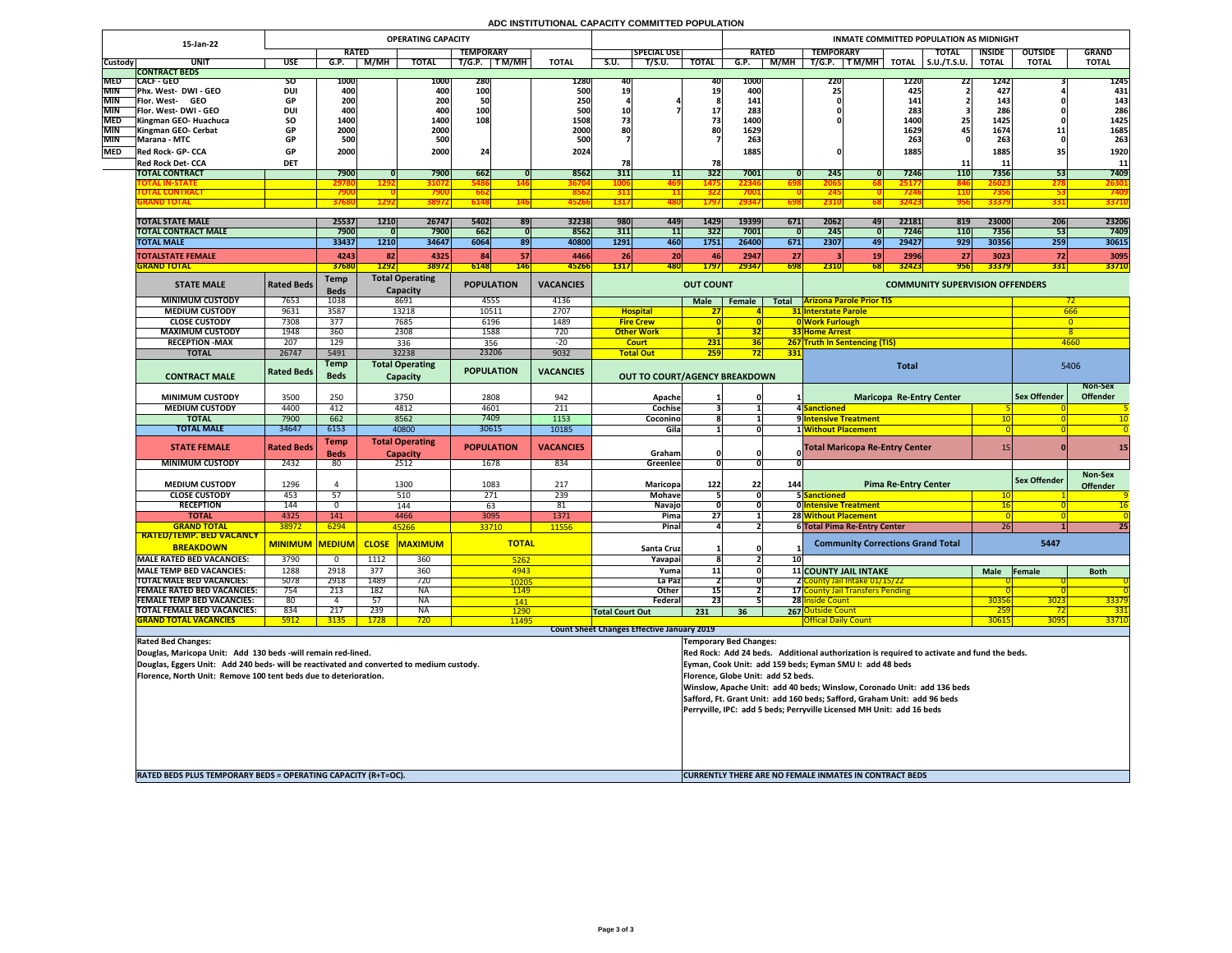# ADC INSTITUTIONAL CAPACITY COMMITTED POPULATION

| 15-Jan-22 | | OPERATING CAPACITY | | | | | | | | | INMATE COMMITTED POPULATION AS MIDNIGHT | | | | | | | | | |
|---|---|---|---|---|---|---|---|---|---|---|---|---|---|---|---|---|---|---|---|---|
| | | RATED | | | TEMPORARY | | | SPECIAL USE | | | RATED | | TEMPORARY | | | TOTAL | INSIDE | OUTSIDE | GRAND |
| Custody | UNIT | USE | G.P. | M/MH | TOTAL | T/G.P. | T M/MH | TOTAL | S.U. | T/S.U. | TOTAL | G.P. | M/MH | T/G.P. | T M/MH | TOTAL | S.U./T.S.U. | TOTAL | TOTAL | TOTAL |
| | CONTRACT BEDS | | | | | | | | | | | | | | | | | | | |
| MED | CACF - GEO | SO | 1000 | | 1000 | 280 | | 1280 | 40 | | 40 | 1000 | | 220 | | 1220 | 22 | 1242 | 3 | 1245 |
| MIN | Phx. West- DWI - GEO | DUI | 400 | | 400 | 100 | | 500 | 19 | | 19 | 400 | | 25 | | 425 | 2 | 427 | 4 | 431 |
| MIN | Flor. West- GEO | GP | 200 | | 200 | 50 | | 250 | 4 | 4 | 8 | 141 | | 0 | | 141 | 2 | 143 | 0 | 143 |
| MIN | Flor. West- DWI - GEO | DUI | 400 | | 400 | 100 | | 500 | 10 | 7 | 17 | 283 | | 0 | | 283 | 3 | 286 | 0 | 286 |
| MED | Kingman GEO- Huachuca | SO | 1400 | | 1400 | 108 | | 1508 | 73 | | 73 | 1400 | | 0 | | 1400 | 25 | 1425 | 0 | 1425 |
| MIN | Kingman GEO- Cerbat | GP | 2000 | | 2000 | | | 2000 | 80 | | 80 | 1629 | | | | 1629 | 45 | 1674 | 11 | 1685 |
| MIN | Marana - MTC | GP | 500 | | 500 | | | 500 | 7 | | 7 | 263 | | | | 263 | 0 | 263 | 0 | 263 |
| MED | Red Rock- GP- CCA | GP | 2000 | | 2000 | 24 | | 2024 | | | | 1885 | | 0 | | 1885 | | 1885 | 35 | 1920 |
| | Red Rock Det- CCA | DET | | | | | | | 78 | | 78 | | | | | | 11 | 11 | | 11 |
| | TOTAL CONTRACT | | 7900 | 0 | 7900 | 662 | 0 | 8562 | 311 | 11 | 322 | 7001 | 0 | 245 | 0 | 7246 | 110 | 7356 | 53 | 7409 |
| | TOTAL IN-STATE | | 29780 | 1292 | 31072 | 5486 | 146 | 36704 | 1006 | 469 | 1475 | 22346 | 698 | 2065 | 68 | 25177 | 846 | 26023 | 278 | 26301 |
| | TOTAL CONTRACT | | 7900 | 0 | 7900 | 662 | | 8562 | 311 | 11 | 322 | 7001 | 0 | 245 | 0 | 7246 | 110 | 7356 | 53 | 7409 |
| | GRAND TOTAL | | 37680 | 1292 | 38972 | 6148 | 146 | 45266 | 1317 | 480 | 1797 | 29347 | 698 | 2310 | 68 | 32423 | 956 | 33379 | 331 | 33710 |
| | TOTAL STATE MALE | | 25537 | 1210 | 26747 | 5402 | 89 | 32238 | 980 | 449 | 1429 | 19399 | 671 | 2062 | 49 | 22181 | 819 | 23000 | 206 | 23206 |
| | TOTAL CONTRACT MALE | | 7900 | 0 | 7900 | 662 | 0 | 8562 | 311 | 11 | 322 | 7001 | 0 | 245 | 0 | 7246 | 110 | 7356 | 53 | 7409 |
| | TOTAL MALE | | 33437 | 1210 | 34647 | 6064 | 89 | 40800 | 1291 | 460 | 1751 | 26400 | 671 | 2307 | 49 | 29427 | 929 | 30356 | 259 | 30615 |
| | TOTALSTATE FEMALE | | 4243 | 82 | 4325 | 84 | 57 | 4466 | 26 | 20 | 46 | 2947 | 27 | 3 | 19 | 2996 | 27 | 3023 | 72 | 3095 |
| | GRAND TOTAL | | 37680 | 1292 | 38972 | 6148 | 146 | 45266 | 1317 | 480 | 1797 | 29347 | 698 | 2310 | 68 | 32423 | 956 | 33379 | 331 | 33710 |

| STATE MALE | Rated Beds | Temp Beds | Total Operating Capacity | POPULATION | VACANCIES |
|---|---|---|---|---|---|
| MINIMUM CUSTODY | 7653 | 1038 | 8691 | 4555 | 4136 |
| MEDIUM CUSTODY | 9631 | 3587 | 13218 | 10511 | 2707 |
| CLOSE CUSTODY | 7308 | 377 | 7685 | 6196 | 1489 |
| MAXIMUM CUSTODY | 1948 | 360 | 2308 | 1588 | 720 |
| RECEPTION -MAX | 207 | 129 | 336 | 356 | -20 |
| TOTAL | 26747 | 5491 | 32238 | 23206 | 9032 |

| CONTRACT MALE | Rated Beds | Temp Beds | Total Operating Capacity | POPULATION | VACANCIES |
|---|---|---|---|---|---|
| MINIMUM CUSTODY | 3500 | 250 | 3750 | 2808 | 942 |
| MEDIUM CUSTODY | 4400 | 412 | 4812 | 4601 | 211 |
| TOTAL | 7900 | 662 | 8562 | 7409 | 1153 |
| TOTAL MALE | 34647 | 6153 | 40800 | 30615 | 10185 |

| STATE FEMALE | Rated Beds | Temp Beds | Total Operating Capacity | POPULATION | VACANCIES |
|---|---|---|---|---|---|
| MINIMUM CUSTODY | 2432 | 80 | 2512 | 1678 | 834 |
| MEDIUM CUSTODY | 1296 | 4 | 1300 | 1083 | 217 |
| CLOSE CUSTODY | 453 | 57 | 510 | 271 | 239 |
| RECEPTION | 144 | 0 | 144 | 63 | 81 |
| TOTAL | 4325 | 141 | 4466 | 3095 | 1371 |
| GRAND TOTAL | 38972 | 6294 | 45266 | 33710 | 11556 |

| RATED/TEMP. BED VACANCY BREAKDOWN | MINIMUM | MEDIUM | CLOSE | MAXIMUM | TOTAL |
|---|---|---|---|---|---|
| MALE RATED BED VACANCIES: | 3790 | 0 | 1112 | 360 | 5262 |
| MALE TEMP BED VACANCIES: | 1288 | 2918 | 377 | 360 | 4943 |
| TOTAL MALE BED VACANCIES: | 5078 | 2918 | 1489 | 720 | 10205 |
| FEMALE RATED BED VACANCIES: | 754 | 213 | 182 | NA | 1149 |
| FEMALE TEMP BED VACANCIES: | 80 | 4 | 57 | NA | 141 |
| TOTAL FEMALE BED VACANCIES: | 834 | 217 | 239 | NA | 1290 |
| GRAND TOTAL VACANCIES | 5912 | 3135 | 1728 | 720 | 11495 |

| OUT COUNT | Male | Female | Total |
|---|---|---|---|
| Hospital | 27 | 4 | 31 |
| Fire Crew | 0 | 0 | 0 |
| Other Work | 1 | 32 | 33 |
| Court | 231 | 36 | 267 |
| Total Out | 259 | 72 | 331 |

| OUT TO COURT/AGENCY BREAKDOWN | Male | Female | Total |
|---|---|---|---|
| Apache | 1 | 0 | 1 |
| Cochise | 3 | 1 | 4 |
| Coconino | 8 | 1 | 9 |
| Gila | 1 | 0 | 1 |
| Graham | 0 | 0 | 0 |
| Greenlee | 0 | 0 | 0 |
| Maricopa | 122 | 22 | 144 |
| Mohave | 5 | 0 | 5 |
| Navajo | 0 | 0 | 0 |
| Pima | 27 | 1 | 28 |
| Pinal | 4 | 2 | 6 |
| Santa Cruz | 1 | 0 | 1 |
| Yavapai | 8 | 2 | 10 |
| Yuma | 11 | 0 | 11 |
| La Paz | 2 | 0 | 2 |
| Other | 15 | 2 | 17 |
| Federal | 23 | 5 | 28 |
| Total Court Out | 231 | 36 | 267 |

| COMMUNITY SUPERVISION OFFENDERS | |
|---|---|
| Arizona Parole Prior TIS | 72 |
| Interstate Parole | 666 |
| Work Furlough | 0 |
| Home Arrest | 8 |
| Truth In Sentencing (TIS) | 4660 |
| Total | 5406 |

| Maricopa Re-Entry Center | | Sex Offender | Non-Sex Offender |
|---|---|---|---|
| Sanctioned | 5 | 0 | 5 |
| Intensive Treatment | 10 | 0 | 10 |
| Without Placement | 0 | 0 | 0 |
| Total Maricopa Re-Entry Center | 15 | 0 | 15 |

| Pima Re-Entry Center | | Sex Offender | Non-Sex Offender |
|---|---|---|---|
| Sanctioned | 10 | 1 | 9 |
| Intensive Treatment | 16 | 0 | 16 |
| Without Placement | 0 | 0 | 0 |
| Total Pima Re-Entry Center | 26 | 1 | 25 |

| Community Corrections Grand Total | 5447 |
|---|---|

| COUNTY JAIL INTAKE | Male | Female | Both |
|---|---|---|---|
| County Jail Intake 01/15/22 | 0 | 0 | 0 |
| County Jail Transfers Pending | 0 | 0 | 0 |
| Inside Count | 30356 | 3023 | 33379 |
| Outside Count | 259 | 72 | 331 |
| Offical Daily Count | 30615 | 3095 | 33710 |

Count Sheet Changes Effective January 2019

**Rated Bed Changes:**

Douglas, Maricopa Unit: Add 130 beds -will remain red-lined.

Douglas, Eggers Unit: Add 240 beds- will be reactivated and converted to medium custody.

Florence, North Unit: Remove 100 tent beds due to deterioration.

**Temporary Bed Changes:**

Red Rock: Add 24 beds. Additional authorization is required to activate and fund the beds.

Eyman, Cook Unit: add 159 beds; Eyman SMU I: add 48 beds

Florence, Globe Unit: add 52 beds.

Winslow, Apache Unit: add 40 beds; Winslow, Coronado Unit: add 136 beds

Safford, Ft. Grant Unit: add 160 beds; Safford, Graham Unit: add 96 beds

Perryville, IPC: add 5 beds; Perryville Licensed MH Unit: add 16 beds

RATED BEDS PLUS TEMPORARY BEDS = OPERATING CAPACITY (R+T=OC).

CURRENTLY THERE ARE NO FEMALE INMATES IN CONTRACT BEDS